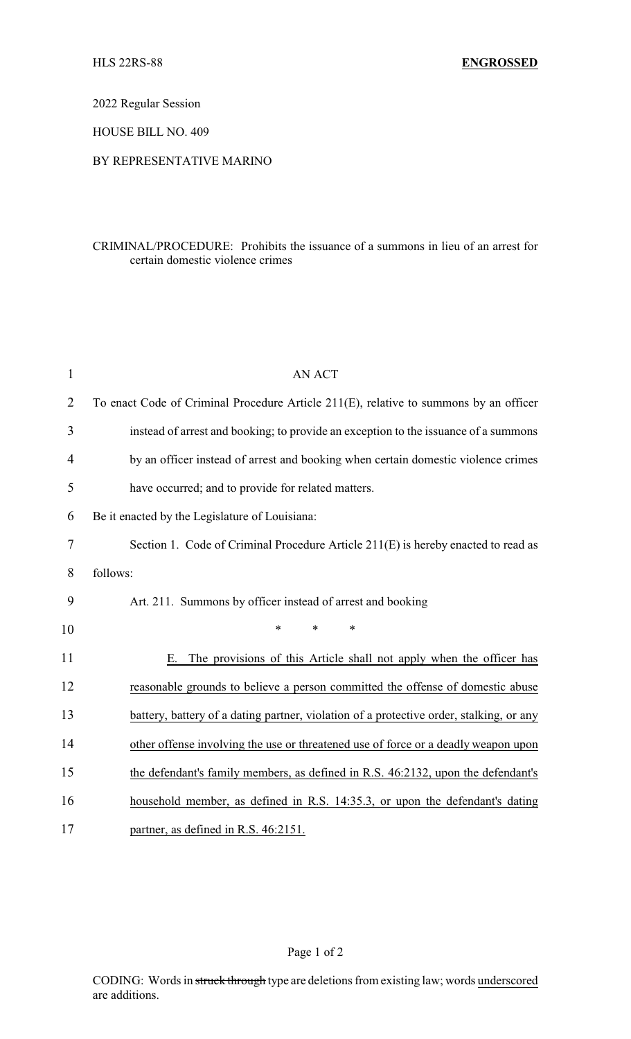HLS 22RS-88 **ENGROSSED**

2022 Regular Session

HOUSE BILL NO. 409

BY REPRESENTATIVE MARINO

CRIMINAL/PROCEDURE: Prohibits the issuance of a summons in lieu of an arrest for certain domestic violence crimes

AN ACT

To enact Code of Criminal Procedure Article 211(E), relative to summons by an officer instead of arrest and booking; to provide an exception to the issuance of a summons by an officer instead of arrest and booking when certain domestic violence crimes have occurred; and to provide for related matters.

Be it enacted by the Legislature of Louisiana:

Section 1. Code of Criminal Procedure Article 211(E) is hereby enacted to read as follows:

Art. 211. Summons by officer instead of arrest and booking

\* \* \*

E. The provisions of this Article shall not apply when the officer has reasonable grounds to believe a person committed the offense of domestic abuse battery, battery of a dating partner, violation of a protective order, stalking, or any other offense involving the use or threatened use of force or a deadly weapon upon the defendant's family members, as defined in R.S. 46:2132, upon the defendant's household member, as defined in R.S. 14:35.3, or upon the defendant's dating partner, as defined in R.S. 46:2151.

CODING: Words in ~~struck through~~ type are deletions from existing law; words underscored are additions.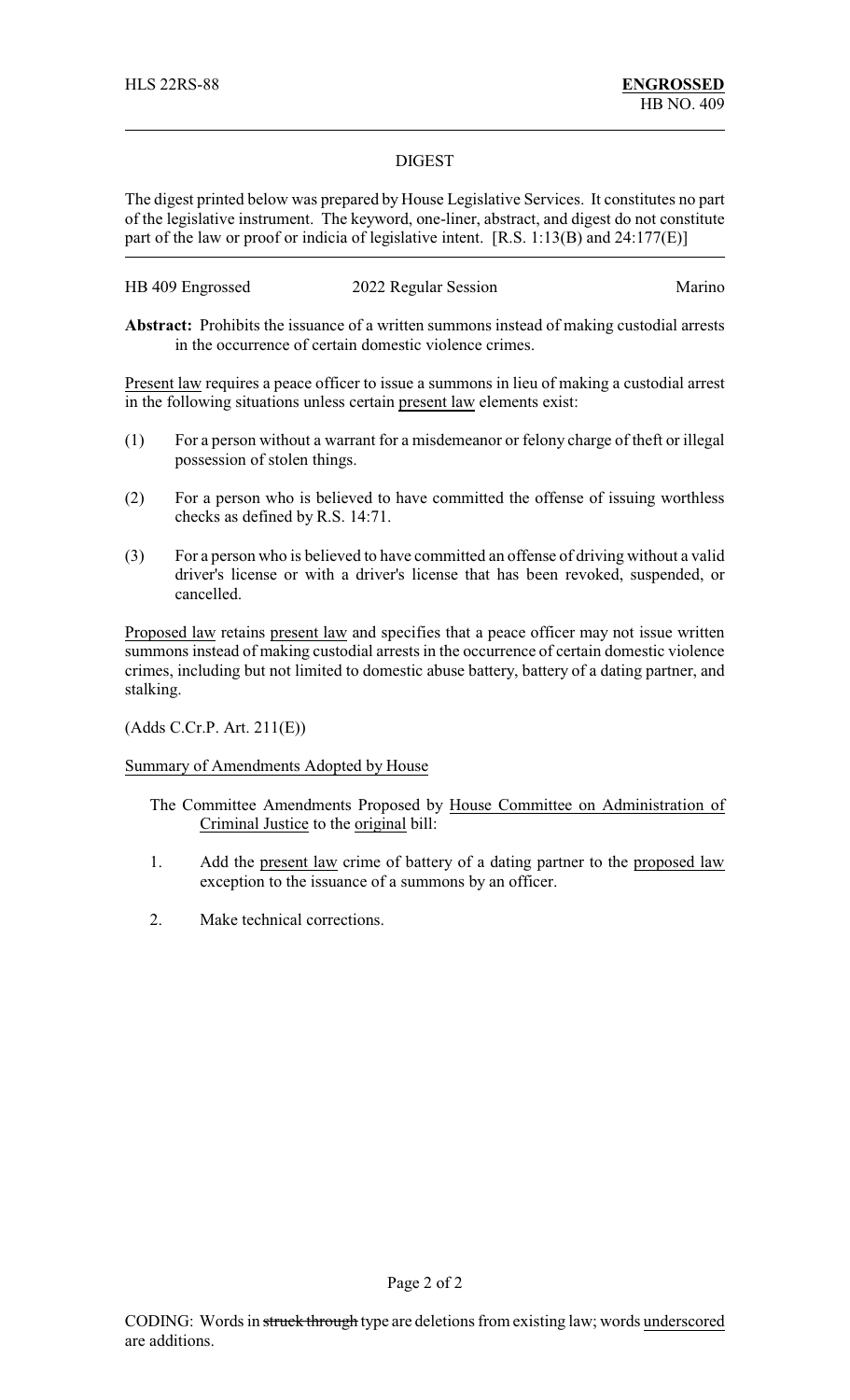## DIGEST

The digest printed below was prepared by House Legislative Services. It constitutes no part of the legislative instrument. The keyword, one-liner, abstract, and digest do not constitute part of the law or proof or indicia of legislative intent. [R.S. 1:13(B) and 24:177(E)]

HB 409 Engrossed 2022 Regular Session Marino

**Abstract:** Prohibits the issuance of a written summons instead of making custodial arrests in the occurrence of certain domestic violence crimes.

Present law requires a peace officer to issue a summons in lieu of making a custodial arrest in the following situations unless certain present law elements exist:

(1) For a person without a warrant for a misdemeanor or felony charge of theft or illegal possession of stolen things.

(2) For a person who is believed to have committed the offense of issuing worthless checks as defined by R.S. 14:71.

(3) For a person who is believed to have committed an offense of driving without a valid driver's license or with a driver's license that has been revoked, suspended, or cancelled.

Proposed law retains present law and specifies that a peace officer may not issue written summons instead of making custodial arrests in the occurrence of certain domestic violence crimes, including but not limited to domestic abuse battery, battery of a dating partner, and stalking.

(Adds C.Cr.P. Art. 211(E))

Summary of Amendments Adopted by House

The Committee Amendments Proposed by House Committee on Administration of Criminal Justice to the original bill:

1. Add the present law crime of battery of a dating partner to the proposed law exception to the issuance of a summons by an officer.

2. Make technical corrections.

CODING: Words in ~~struck through~~ type are deletions from existing law; words underscored are additions.